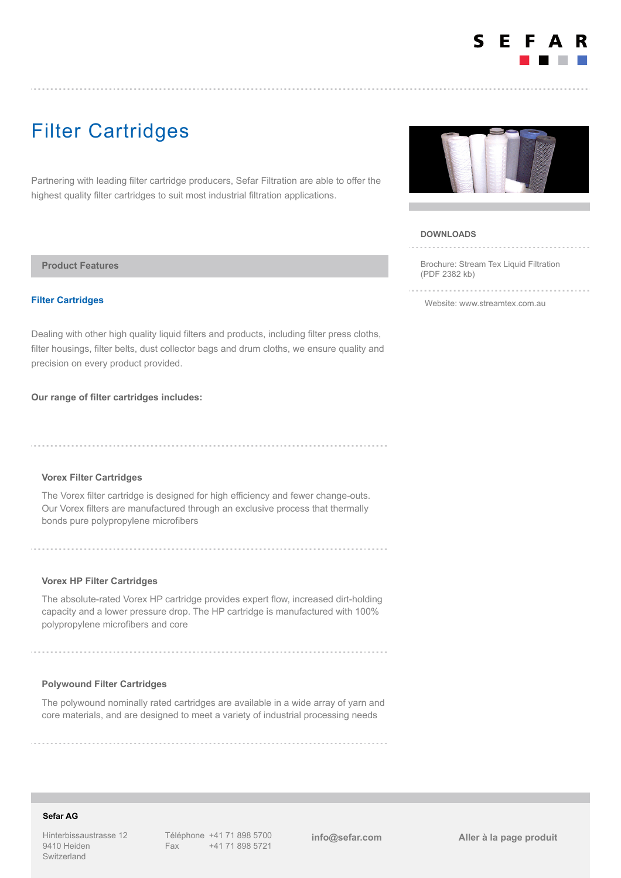# Filter Cartridges

Partnering with leading filter cartridge producers, Sefar Filtration are able to offer the highest quality filter cartridges to suit most industrial filtration applications.

## Product Features

### Filter Cartridges

Dealing with other high quality liquid filters and products, including filter press cloths, filter housings, filter belts, dust collector bags and drum cloths, we ensure quality and precision on every product provided.

**Our range of filter cartridges includes:**

#### Vorex Filter Cartridges

The Vorex filter cartridge is designed for high efficiency and fewer change-outs. Our Vorex filters are manufactured through an exclusive process that thermally bonds pure polypropylene microfibers

#### Vorex HP Filter Cartridges

The absolute-rated Vorex HP cartridge provides expert flow, increased dirt-holding capacity and a lower pressure drop. The HP cartridge is manufactured with 100% polypropylene microfibers and core

#### Polywound Filter Cartridges

The polywound nominally rated cartridges are available in a wide array of yarn and core materials, and are designed to meet a variety of industrial processing needs

## DOWNLOADS

Brochure: Stream Tex Liquid Filtration (PDF 2382 kb)

Website: www.streamtex.com.au

**Sefar AG**

Hinterbissaustrasse 12
9410 Heiden
Switzerland

Téléphone +41 71 898 5700
Fax +41 71 898 5721

**info@sefar.com**

**Aller à la page produit**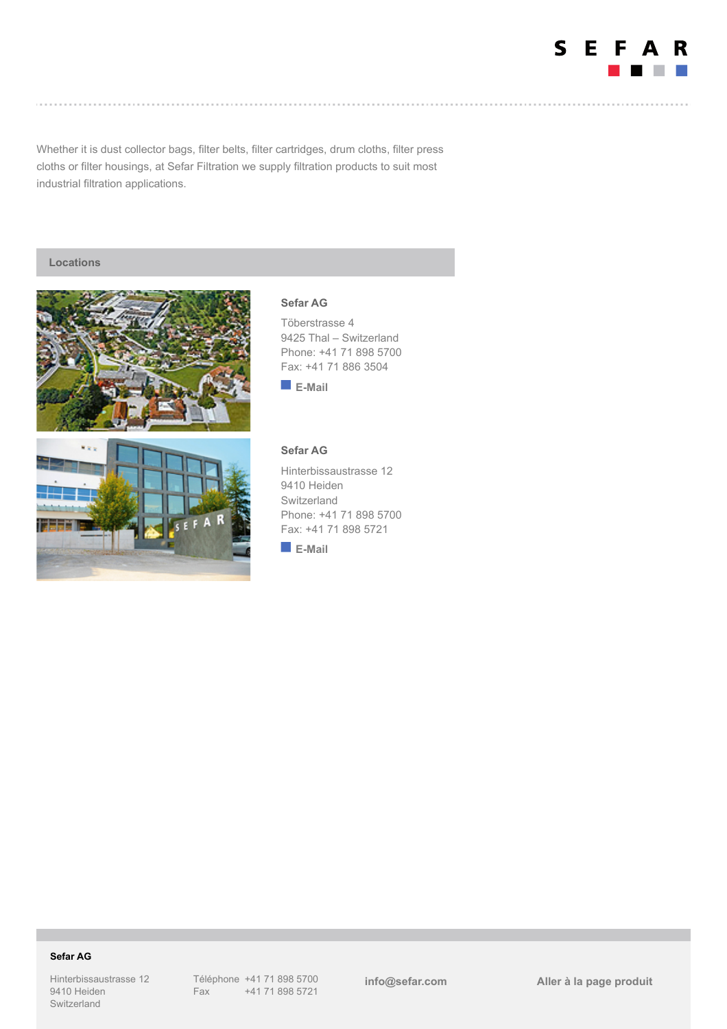Whether it is dust collector bags, filter belts, filter cartridges, drum cloths, filter press cloths or filter housings, at Sefar Filtration we supply filtration products to suit most industrial filtration applications.

## Locations

**Sefar AG**

Töberstrasse 4
9425 Thal – Switzerland
Phone: +41 71 898 5700
Fax: +41 71 886 3504

**E-Mail**

**Sefar AG**

Hinterbissaustrasse 12
9410 Heiden
Switzerland
Phone: +41 71 898 5700
Fax: +41 71 898 5721

**E-Mail**

**Sefar AG**

Hinterbissaustrasse 12
9410 Heiden
Switzerland

Téléphone +41 71 898 5700
Fax +41 71 898 5721

**info@sefar.com**

**Aller à la page produit**